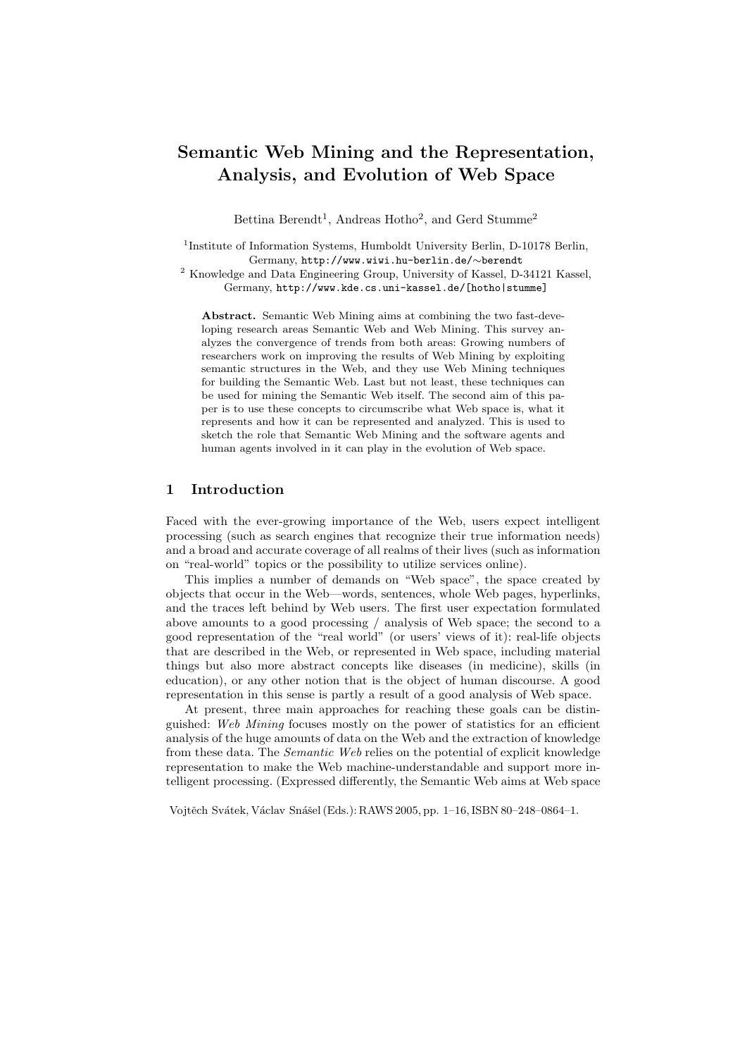# Semantic Web Mining and the Representation, Analysis, and Evolution of Web Space

Bettina Berendt[1], Andreas Hotho[2], and Gerd Stumme[2]

[1]Institute of Information Systems, Humboldt University Berlin, D-10178 Berlin, Germany, http://www.wiwi.hu-berlin.de/~berendt

[2] Knowledge and Data Engineering Group, University of Kassel, D-34121 Kassel, Germany, http://www.kde.cs.uni-kassel.de/[hotho|stumme]

**Abstract.** Semantic Web Mining aims at combining the two fast-developing research areas Semantic Web and Web Mining. This survey analyzes the convergence of trends from both areas: Growing numbers of researchers work on improving the results of Web Mining by exploiting semantic structures in the Web, and they use Web Mining techniques for building the Semantic Web. Last but not least, these techniques can be used for mining the Semantic Web itself. The second aim of this paper is to use these concepts to circumscribe what Web space is, what it represents and how it can be represented and analyzed. This is used to sketch the role that Semantic Web Mining and the software agents and human agents involved in it can play in the evolution of Web space.

## 1 Introduction

Faced with the ever-growing importance of the Web, users expect intelligent processing (such as search engines that recognize their true information needs) and a broad and accurate coverage of all realms of their lives (such as information on "real-world" topics or the possibility to utilize services online).

This implies a number of demands on "Web space", the space created by objects that occur in the Web—words, sentences, whole Web pages, hyperlinks, and the traces left behind by Web users. The first user expectation formulated above amounts to a good processing / analysis of Web space; the second to a good representation of the "real world" (or users' views of it): real-life objects that are described in the Web, or represented in Web space, including material things but also more abstract concepts like diseases (in medicine), skills (in education), or any other notion that is the object of human discourse. A good representation in this sense is partly a result of a good analysis of Web space.

At present, three main approaches for reaching these goals can be distinguished: *Web Mining* focuses mostly on the power of statistics for an efficient analysis of the huge amounts of data on the Web and the extraction of knowledge from these data. The *Semantic Web* relies on the potential of explicit knowledge representation to make the Web machine-understandable and support more intelligent processing. (Expressed differently, the Semantic Web aims at Web space

Vojtěch Svátek, Václav Snášel (Eds.): RAWS 2005, pp. 1–16, ISBN 80–248–0864–1.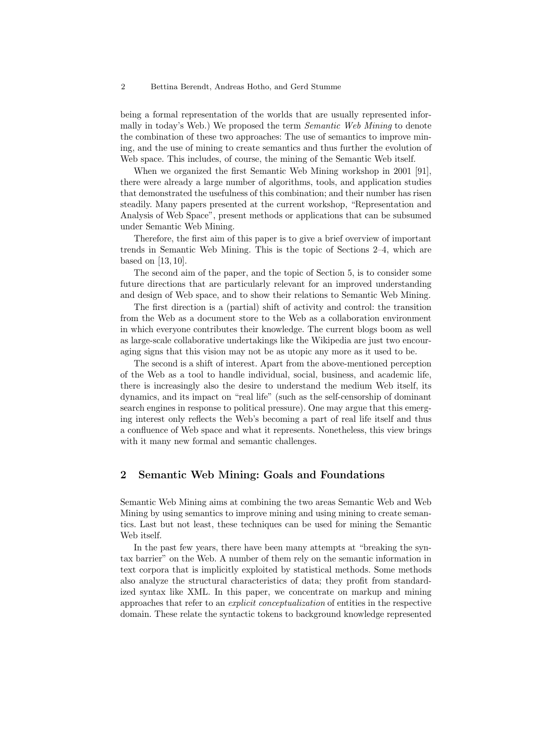being a formal representation of the worlds that are usually represented informally in today's Web.) We proposed the term *Semantic Web Mining* to denote the combination of these two approaches: The use of semantics to improve mining, and the use of mining to create semantics and thus further the evolution of Web space. This includes, of course, the mining of the Semantic Web itself.

When we organized the first Semantic Web Mining workshop in 2001 [91], there were already a large number of algorithms, tools, and application studies that demonstrated the usefulness of this combination; and their number has risen steadily. Many papers presented at the current workshop, "Representation and Analysis of Web Space", present methods or applications that can be subsumed under Semantic Web Mining.

Therefore, the first aim of this paper is to give a brief overview of important trends in Semantic Web Mining. This is the topic of Sections 2–4, which are based on [13, 10].

The second aim of the paper, and the topic of Section 5, is to consider some future directions that are particularly relevant for an improved understanding and design of Web space, and to show their relations to Semantic Web Mining.

The first direction is a (partial) shift of activity and control: the transition from the Web as a document store to the Web as a collaboration environment in which everyone contributes their knowledge. The current blogs boom as well as large-scale collaborative undertakings like the Wikipedia are just two encouraging signs that this vision may not be as utopic any more as it used to be.

The second is a shift of interest. Apart from the above-mentioned perception of the Web as a tool to handle individual, social, business, and academic life, there is increasingly also the desire to understand the medium Web itself, its dynamics, and its impact on "real life" (such as the self-censorship of dominant search engines in response to political pressure). One may argue that this emerging interest only reflects the Web's becoming a part of real life itself and thus a confluence of Web space and what it represents. Nonetheless, this view brings with it many new formal and semantic challenges.

## 2 Semantic Web Mining: Goals and Foundations

Semantic Web Mining aims at combining the two areas Semantic Web and Web Mining by using semantics to improve mining and using mining to create semantics. Last but not least, these techniques can be used for mining the Semantic Web itself.

In the past few years, there have been many attempts at "breaking the syntax barrier" on the Web. A number of them rely on the semantic information in text corpora that is implicitly exploited by statistical methods. Some methods also analyze the structural characteristics of data; they profit from standardized syntax like XML. In this paper, we concentrate on markup and mining approaches that refer to an *explicit conceptualization* of entities in the respective domain. These relate the syntactic tokens to background knowledge represented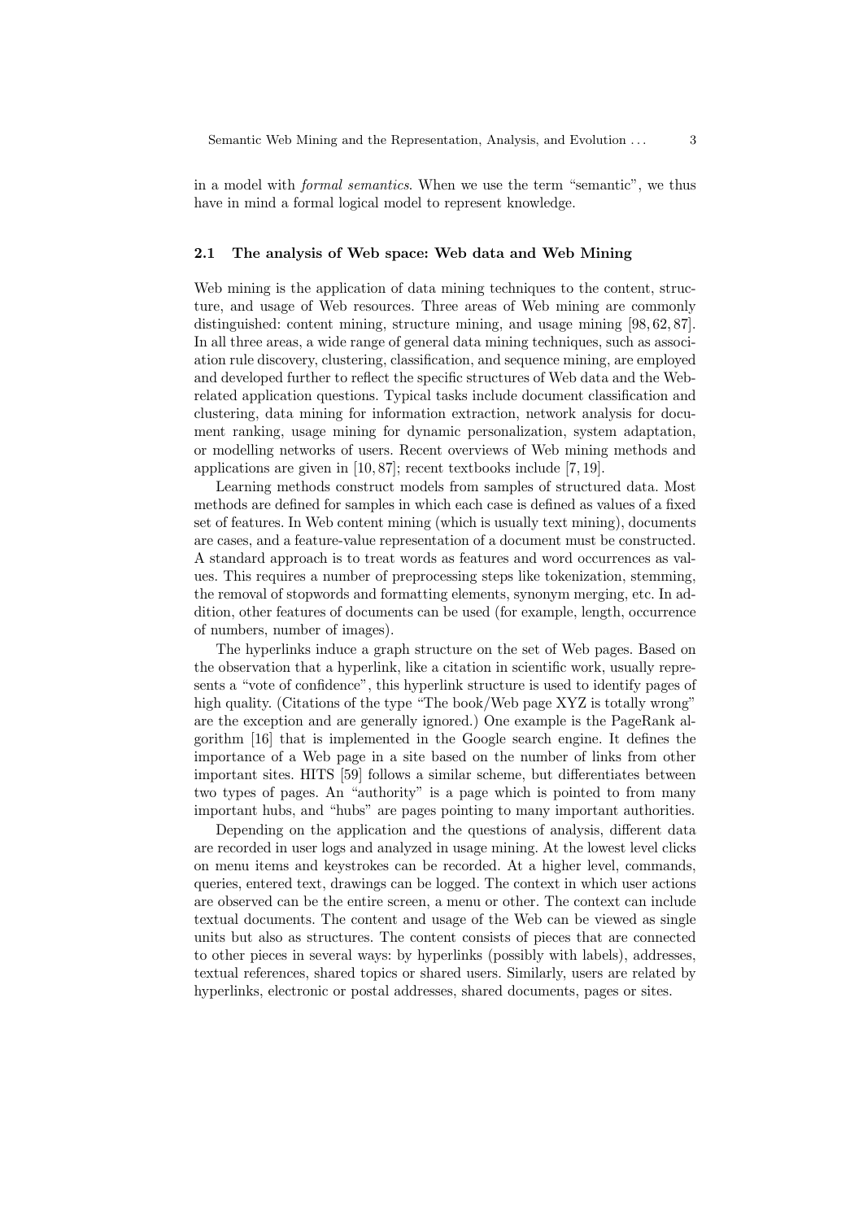in a model with *formal semantics*. When we use the term "semantic", we thus have in mind a formal logical model to represent knowledge.

### 2.1 The analysis of Web space: Web data and Web Mining

Web mining is the application of data mining techniques to the content, structure, and usage of Web resources. Three areas of Web mining are commonly distinguished: content mining, structure mining, and usage mining [98, 62, 87]. In all three areas, a wide range of general data mining techniques, such as association rule discovery, clustering, classification, and sequence mining, are employed and developed further to reflect the specific structures of Web data and the Web-related application questions. Typical tasks include document classification and clustering, data mining for information extraction, network analysis for document ranking, usage mining for dynamic personalization, system adaptation, or modelling networks of users. Recent overviews of Web mining methods and applications are given in [10, 87]; recent textbooks include [7, 19].

Learning methods construct models from samples of structured data. Most methods are defined for samples in which each case is defined as values of a fixed set of features. In Web content mining (which is usually text mining), documents are cases, and a feature-value representation of a document must be constructed. A standard approach is to treat words as features and word occurrences as values. This requires a number of preprocessing steps like tokenization, stemming, the removal of stopwords and formatting elements, synonym merging, etc. In addition, other features of documents can be used (for example, length, occurrence of numbers, number of images).

The hyperlinks induce a graph structure on the set of Web pages. Based on the observation that a hyperlink, like a citation in scientific work, usually represents a "vote of confidence", this hyperlink structure is used to identify pages of high quality. (Citations of the type "The book/Web page XYZ is totally wrong" are the exception and are generally ignored.) One example is the PageRank algorithm [16] that is implemented in the Google search engine. It defines the importance of a Web page in a site based on the number of links from other important sites. HITS [59] follows a similar scheme, but differentiates between two types of pages. An "authority" is a page which is pointed to from many important hubs, and "hubs" are pages pointing to many important authorities.

Depending on the application and the questions of analysis, different data are recorded in user logs and analyzed in usage mining. At the lowest level clicks on menu items and keystrokes can be recorded. At a higher level, commands, queries, entered text, drawings can be logged. The context in which user actions are observed can be the entire screen, a menu or other. The context can include textual documents. The content and usage of the Web can be viewed as single units but also as structures. The content consists of pieces that are connected to other pieces in several ways: by hyperlinks (possibly with labels), addresses, textual references, shared topics or shared users. Similarly, users are related by hyperlinks, electronic or postal addresses, shared documents, pages or sites.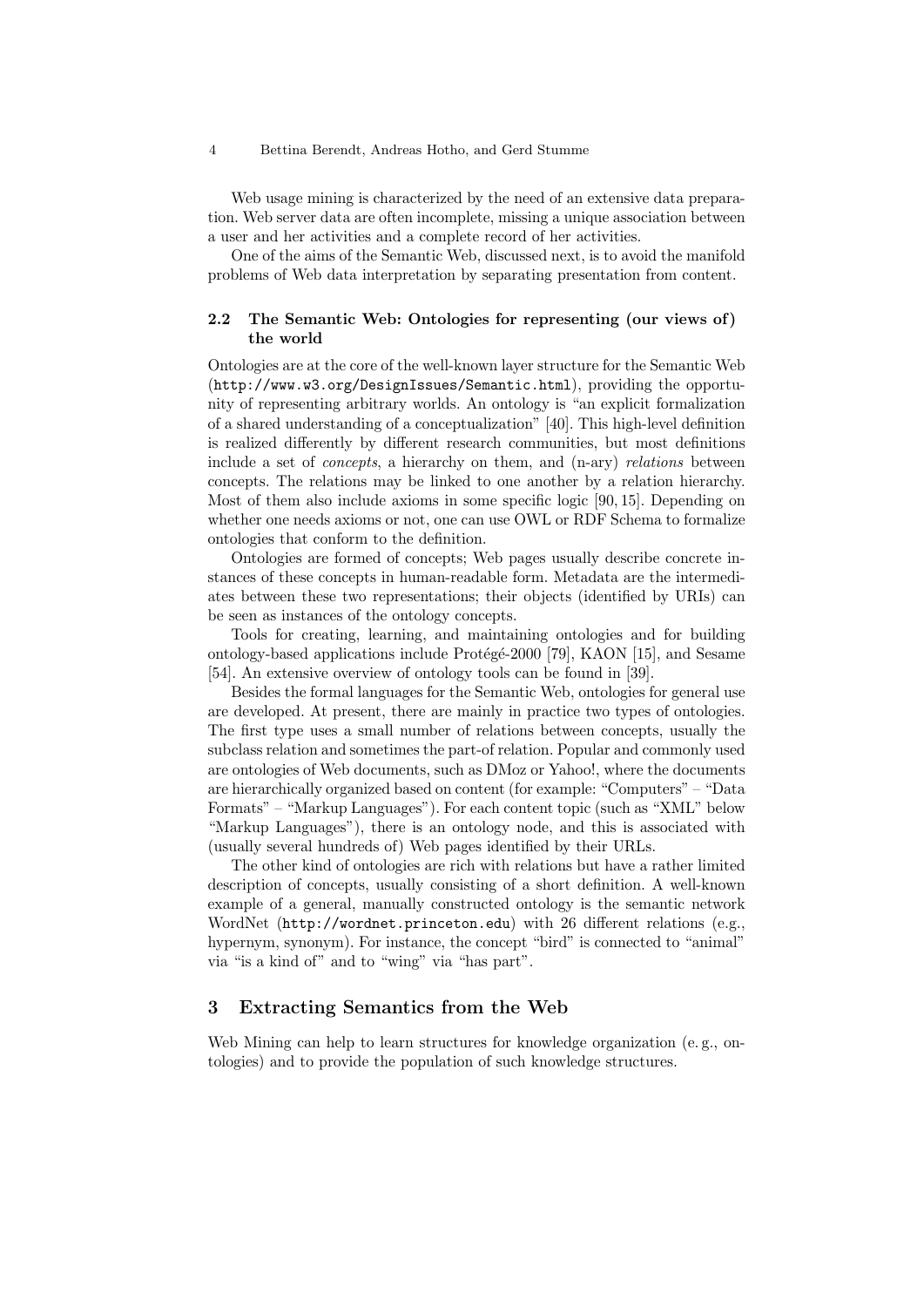Web usage mining is characterized by the need of an extensive data preparation. Web server data are often incomplete, missing a unique association between a user and her activities and a complete record of her activities.

One of the aims of the Semantic Web, discussed next, is to avoid the manifold problems of Web data interpretation by separating presentation from content.

### 2.2 The Semantic Web: Ontologies for representing (our views of) the world

Ontologies are at the core of the well-known layer structure for the Semantic Web (`http://www.w3.org/DesignIssues/Semantic.html`), providing the opportunity of representing arbitrary worlds. An ontology is "an explicit formalization of a shared understanding of a conceptualization" [40]. This high-level definition is realized differently by different research communities, but most definitions include a set of *concepts*, a hierarchy on them, and (n-ary) *relations* between concepts. The relations may be linked to one another by a relation hierarchy. Most of them also include axioms in some specific logic [90, 15]. Depending on whether one needs axioms or not, one can use OWL or RDF Schema to formalize ontologies that conform to the definition.

Ontologies are formed of concepts; Web pages usually describe concrete instances of these concepts in human-readable form. Metadata are the intermediates between these two representations; their objects (identified by URIs) can be seen as instances of the ontology concepts.

Tools for creating, learning, and maintaining ontologies and for building ontology-based applications include Protégé-2000 [79], KAON [15], and Sesame [54]. An extensive overview of ontology tools can be found in [39].

Besides the formal languages for the Semantic Web, ontologies for general use are developed. At present, there are mainly in practice two types of ontologies. The first type uses a small number of relations between concepts, usually the subclass relation and sometimes the part-of relation. Popular and commonly used are ontologies of Web documents, such as DMoz or Yahoo!, where the documents are hierarchically organized based on content (for example: "Computers" – "Data Formats" – "Markup Languages"). For each content topic (such as "XML" below "Markup Languages"), there is an ontology node, and this is associated with (usually several hundreds of) Web pages identified by their URLs.

The other kind of ontologies are rich with relations but have a rather limited description of concepts, usually consisting of a short definition. A well-known example of a general, manually constructed ontology is the semantic network WordNet (`http://wordnet.princeton.edu`) with 26 different relations (e.g., hypernym, synonym). For instance, the concept "bird" is connected to "animal" via "is a kind of" and to "wing" via "has part".

## 3 Extracting Semantics from the Web

Web Mining can help to learn structures for knowledge organization (e. g., ontologies) and to provide the population of such knowledge structures.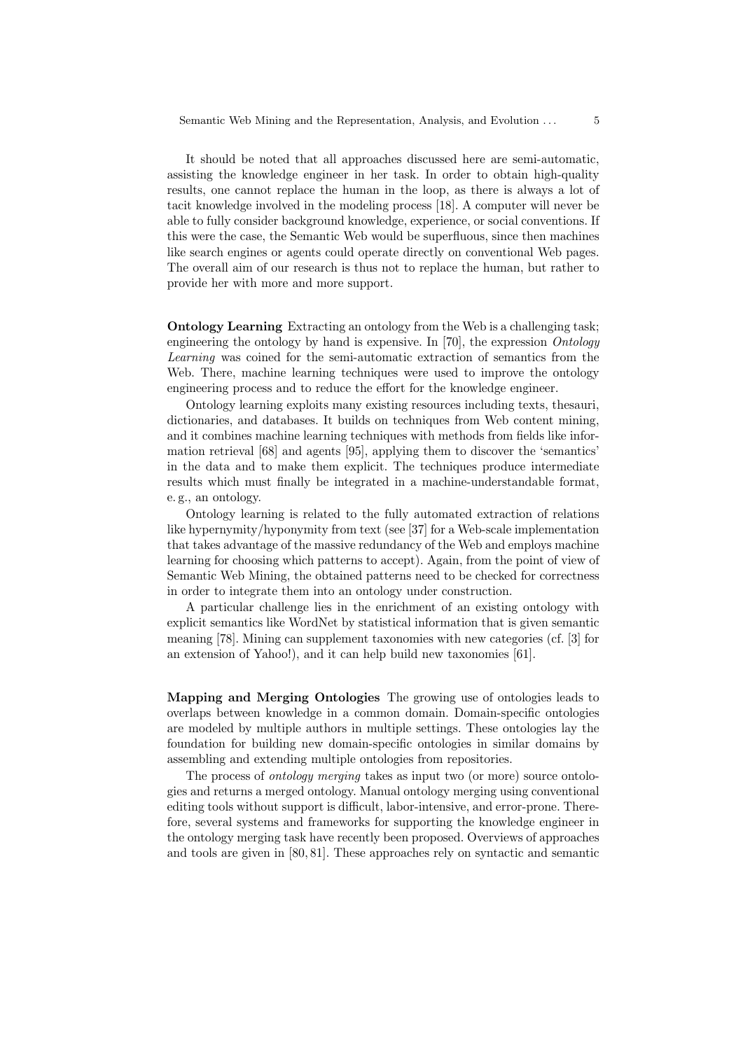It should be noted that all approaches discussed here are semi-automatic, assisting the knowledge engineer in her task. In order to obtain high-quality results, one cannot replace the human in the loop, as there is always a lot of tacit knowledge involved in the modeling process [18]. A computer will never be able to fully consider background knowledge, experience, or social conventions. If this were the case, the Semantic Web would be superfluous, since then machines like search engines or agents could operate directly on conventional Web pages. The overall aim of our research is thus not to replace the human, but rather to provide her with more and more support.

**Ontology Learning** Extracting an ontology from the Web is a challenging task; engineering the ontology by hand is expensive. In [70], the expression *Ontology Learning* was coined for the semi-automatic extraction of semantics from the Web. There, machine learning techniques were used to improve the ontology engineering process and to reduce the effort for the knowledge engineer.

Ontology learning exploits many existing resources including texts, thesauri, dictionaries, and databases. It builds on techniques from Web content mining, and it combines machine learning techniques with methods from fields like information retrieval [68] and agents [95], applying them to discover the 'semantics' in the data and to make them explicit. The techniques produce intermediate results which must finally be integrated in a machine-understandable format, e. g., an ontology.

Ontology learning is related to the fully automated extraction of relations like hypernymity/hyponymity from text (see [37] for a Web-scale implementation that takes advantage of the massive redundancy of the Web and employs machine learning for choosing which patterns to accept). Again, from the point of view of Semantic Web Mining, the obtained patterns need to be checked for correctness in order to integrate them into an ontology under construction.

A particular challenge lies in the enrichment of an existing ontology with explicit semantics like WordNet by statistical information that is given semantic meaning [78]. Mining can supplement taxonomies with new categories (cf. [3] for an extension of Yahoo!), and it can help build new taxonomies [61].

**Mapping and Merging Ontologies** The growing use of ontologies leads to overlaps between knowledge in a common domain. Domain-specific ontologies are modeled by multiple authors in multiple settings. These ontologies lay the foundation for building new domain-specific ontologies in similar domains by assembling and extending multiple ontologies from repositories.

The process of *ontology merging* takes as input two (or more) source ontologies and returns a merged ontology. Manual ontology merging using conventional editing tools without support is difficult, labor-intensive, and error-prone. Therefore, several systems and frameworks for supporting the knowledge engineer in the ontology merging task have recently been proposed. Overviews of approaches and tools are given in [80, 81]. These approaches rely on syntactic and semantic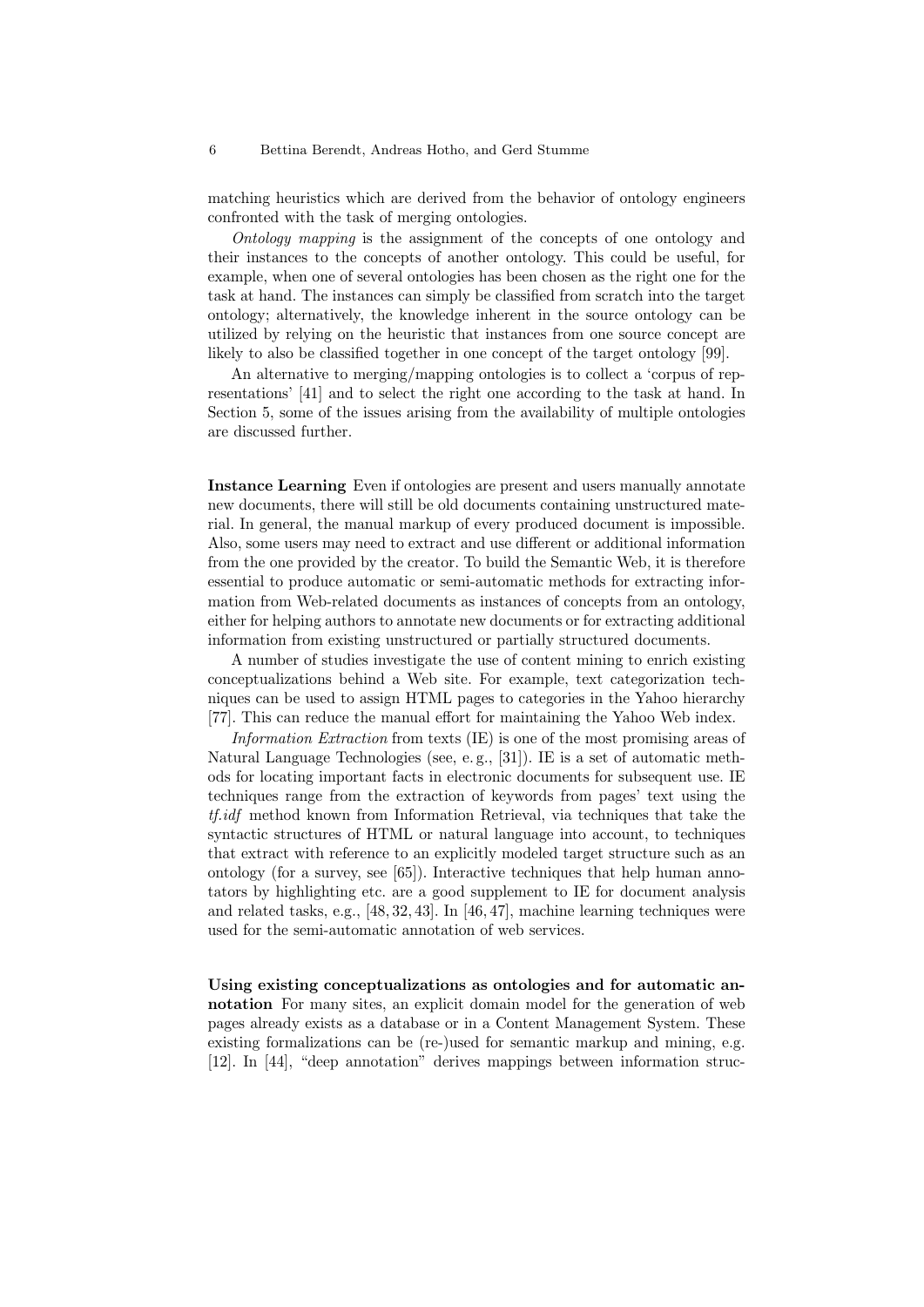matching heuristics which are derived from the behavior of ontology engineers confronted with the task of merging ontologies.

*Ontology mapping* is the assignment of the concepts of one ontology and their instances to the concepts of another ontology. This could be useful, for example, when one of several ontologies has been chosen as the right one for the task at hand. The instances can simply be classified from scratch into the target ontology; alternatively, the knowledge inherent in the source ontology can be utilized by relying on the heuristic that instances from one source concept are likely to also be classified together in one concept of the target ontology [99].

An alternative to merging/mapping ontologies is to collect a 'corpus of representations' [41] and to select the right one according to the task at hand. In Section 5, some of the issues arising from the availability of multiple ontologies are discussed further.

**Instance Learning** Even if ontologies are present and users manually annotate new documents, there will still be old documents containing unstructured material. In general, the manual markup of every produced document is impossible. Also, some users may need to extract and use different or additional information from the one provided by the creator. To build the Semantic Web, it is therefore essential to produce automatic or semi-automatic methods for extracting information from Web-related documents as instances of concepts from an ontology, either for helping authors to annotate new documents or for extracting additional information from existing unstructured or partially structured documents.

A number of studies investigate the use of content mining to enrich existing conceptualizations behind a Web site. For example, text categorization techniques can be used to assign HTML pages to categories in the Yahoo hierarchy [77]. This can reduce the manual effort for maintaining the Yahoo Web index.

*Information Extraction* from texts (IE) is one of the most promising areas of Natural Language Technologies (see, e. g., [31]). IE is a set of automatic methods for locating important facts in electronic documents for subsequent use. IE techniques range from the extraction of keywords from pages' text using the *tf.idf* method known from Information Retrieval, via techniques that take the syntactic structures of HTML or natural language into account, to techniques that extract with reference to an explicitly modeled target structure such as an ontology (for a survey, see [65]). Interactive techniques that help human annotators by highlighting etc. are a good supplement to IE for document analysis and related tasks, e.g., [48, 32, 43]. In [46, 47], machine learning techniques were used for the semi-automatic annotation of web services.

**Using existing conceptualizations as ontologies and for automatic annotation** For many sites, an explicit domain model for the generation of web pages already exists as a database or in a Content Management System. These existing formalizations can be (re-)used for semantic markup and mining, e.g. [12]. In [44], "deep annotation" derives mappings between information struc-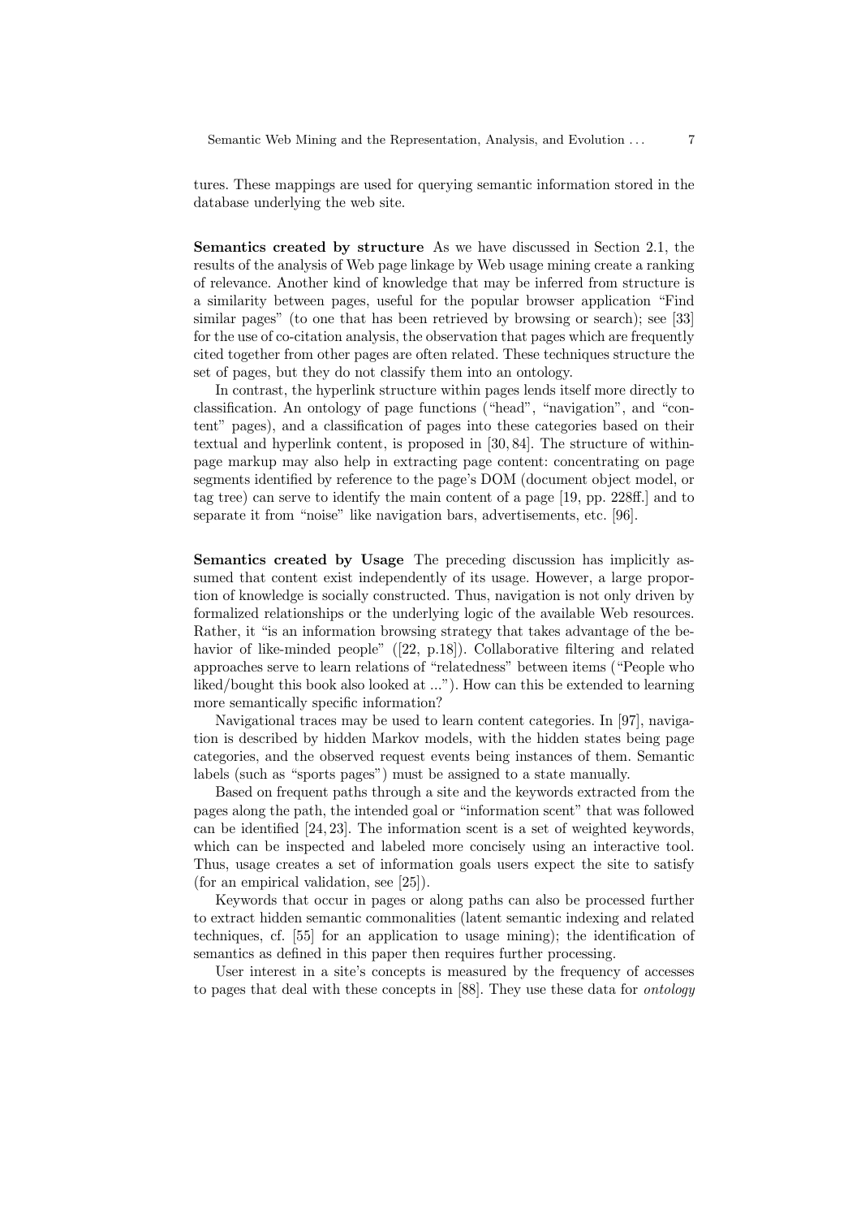tures. These mappings are used for querying semantic information stored in the database underlying the web site.

**Semantics created by structure** As we have discussed in Section 2.1, the results of the analysis of Web page linkage by Web usage mining create a ranking of relevance. Another kind of knowledge that may be inferred from structure is a similarity between pages, useful for the popular browser application "Find similar pages" (to one that has been retrieved by browsing or search); see [33] for the use of co-citation analysis, the observation that pages which are frequently cited together from other pages are often related. These techniques structure the set of pages, but they do not classify them into an ontology.

In contrast, the hyperlink structure within pages lends itself more directly to classification. An ontology of page functions ("head", "navigation", and "content" pages), and a classification of pages into these categories based on their textual and hyperlink content, is proposed in [30, 84]. The structure of within-page markup may also help in extracting page content: concentrating on page segments identified by reference to the page's DOM (document object model, or tag tree) can serve to identify the main content of a page [19, pp. 228ff.] and to separate it from "noise" like navigation bars, advertisements, etc. [96].

**Semantics created by Usage** The preceding discussion has implicitly assumed that content exist independently of its usage. However, a large proportion of knowledge is socially constructed. Thus, navigation is not only driven by formalized relationships or the underlying logic of the available Web resources. Rather, it "is an information browsing strategy that takes advantage of the behavior of like-minded people" ([22, p.18]). Collaborative filtering and related approaches serve to learn relations of "relatedness" between items ("People who liked/bought this book also looked at ..."). How can this be extended to learning more semantically specific information?

Navigational traces may be used to learn content categories. In [97], navigation is described by hidden Markov models, with the hidden states being page categories, and the observed request events being instances of them. Semantic labels (such as "sports pages") must be assigned to a state manually.

Based on frequent paths through a site and the keywords extracted from the pages along the path, the intended goal or "information scent" that was followed can be identified [24, 23]. The information scent is a set of weighted keywords, which can be inspected and labeled more concisely using an interactive tool. Thus, usage creates a set of information goals users expect the site to satisfy (for an empirical validation, see [25]).

Keywords that occur in pages or along paths can also be processed further to extract hidden semantic commonalities (latent semantic indexing and related techniques, cf. [55] for an application to usage mining); the identification of semantics as defined in this paper then requires further processing.

User interest in a site's concepts is measured by the frequency of accesses to pages that deal with these concepts in [88]. They use these data for *ontology*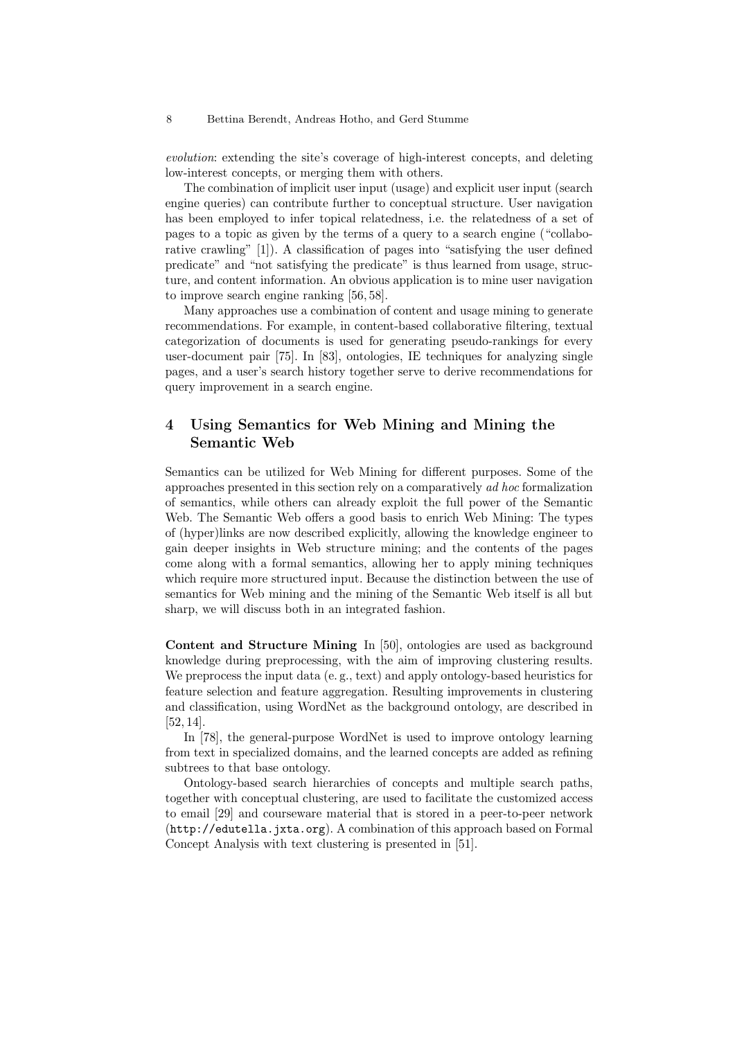*evolution*: extending the site's coverage of high-interest concepts, and deleting low-interest concepts, or merging them with others.

The combination of implicit user input (usage) and explicit user input (search engine queries) can contribute further to conceptual structure. User navigation has been employed to infer topical relatedness, i.e. the relatedness of a set of pages to a topic as given by the terms of a query to a search engine ("collaborative crawling" [1]). A classification of pages into "satisfying the user defined predicate" and "not satisfying the predicate" is thus learned from usage, structure, and content information. An obvious application is to mine user navigation to improve search engine ranking [56, 58].

Many approaches use a combination of content and usage mining to generate recommendations. For example, in content-based collaborative filtering, textual categorization of documents is used for generating pseudo-rankings for every user-document pair [75]. In [83], ontologies, IE techniques for analyzing single pages, and a user's search history together serve to derive recommendations for query improvement in a search engine.

## 4 Using Semantics for Web Mining and Mining the Semantic Web

Semantics can be utilized for Web Mining for different purposes. Some of the approaches presented in this section rely on a comparatively *ad hoc* formalization of semantics, while others can already exploit the full power of the Semantic Web. The Semantic Web offers a good basis to enrich Web Mining: The types of (hyper)links are now described explicitly, allowing the knowledge engineer to gain deeper insights in Web structure mining; and the contents of the pages come along with a formal semantics, allowing her to apply mining techniques which require more structured input. Because the distinction between the use of semantics for Web mining and the mining of the Semantic Web itself is all but sharp, we will discuss both in an integrated fashion.

**Content and Structure Mining** In [50], ontologies are used as background knowledge during preprocessing, with the aim of improving clustering results. We preprocess the input data (e. g., text) and apply ontology-based heuristics for feature selection and feature aggregation. Resulting improvements in clustering and classification, using WordNet as the background ontology, are described in [52, 14].

In [78], the general-purpose WordNet is used to improve ontology learning from text in specialized domains, and the learned concepts are added as refining subtrees to that base ontology.

Ontology-based search hierarchies of concepts and multiple search paths, together with conceptual clustering, are used to facilitate the customized access to email [29] and courseware material that is stored in a peer-to-peer network (`http://edutella.jxta.org`). A combination of this approach based on Formal Concept Analysis with text clustering is presented in [51].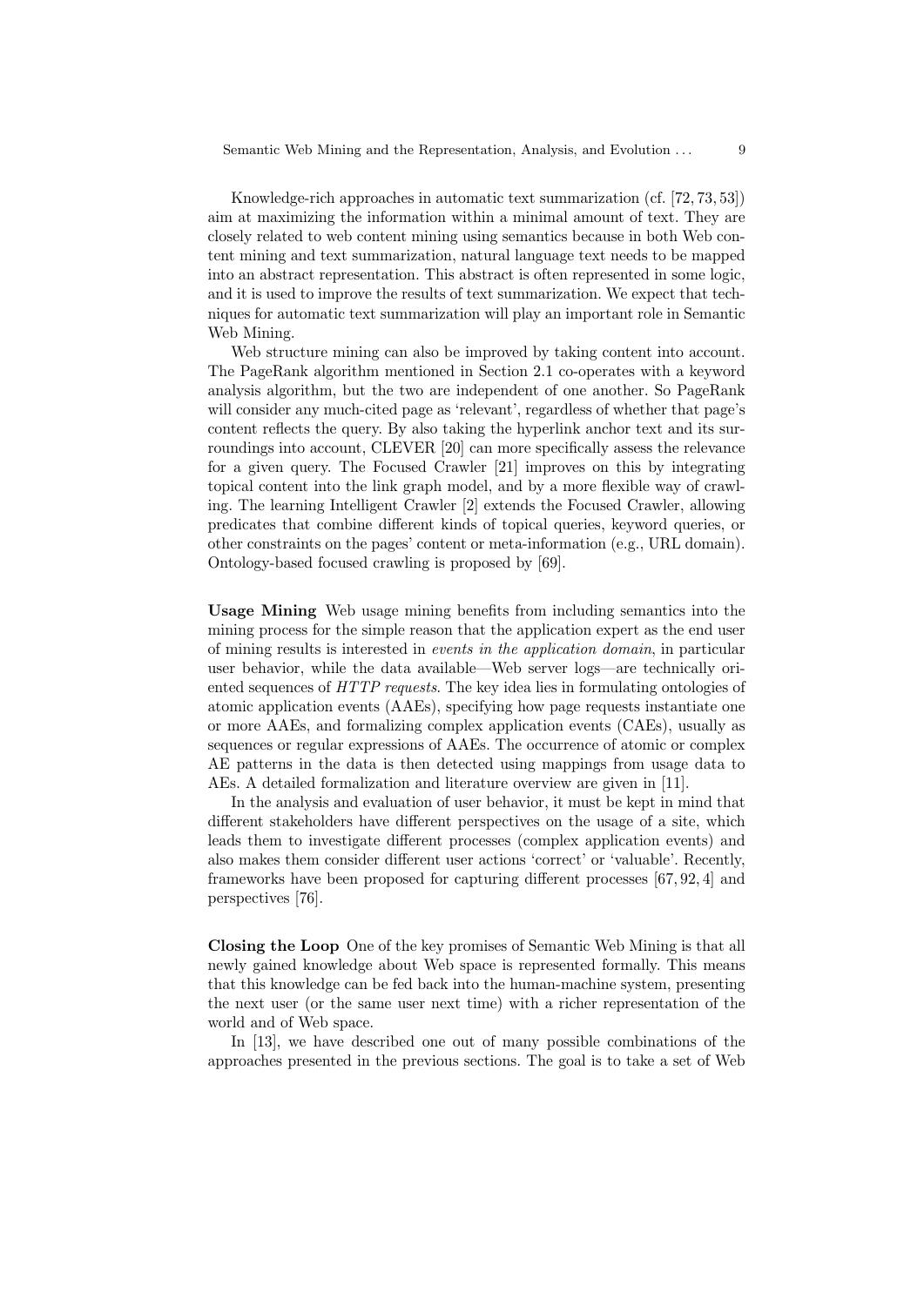Knowledge-rich approaches in automatic text summarization (cf. [72, 73, 53]) aim at maximizing the information within a minimal amount of text. They are closely related to web content mining using semantics because in both Web content mining and text summarization, natural language text needs to be mapped into an abstract representation. This abstract is often represented in some logic, and it is used to improve the results of text summarization. We expect that techniques for automatic text summarization will play an important role in Semantic Web Mining.

Web structure mining can also be improved by taking content into account. The PageRank algorithm mentioned in Section 2.1 co-operates with a keyword analysis algorithm, but the two are independent of one another. So PageRank will consider any much-cited page as 'relevant', regardless of whether that page's content reflects the query. By also taking the hyperlink anchor text and its surroundings into account, CLEVER [20] can more specifically assess the relevance for a given query. The Focused Crawler [21] improves on this by integrating topical content into the link graph model, and by a more flexible way of crawling. The learning Intelligent Crawler [2] extends the Focused Crawler, allowing predicates that combine different kinds of topical queries, keyword queries, or other constraints on the pages' content or meta-information (e.g., URL domain). Ontology-based focused crawling is proposed by [69].

**Usage Mining** Web usage mining benefits from including semantics into the mining process for the simple reason that the application expert as the end user of mining results is interested in *events in the application domain*, in particular user behavior, while the data available—Web server logs—are technically oriented sequences of *HTTP requests*. The key idea lies in formulating ontologies of atomic application events (AAEs), specifying how page requests instantiate one or more AAEs, and formalizing complex application events (CAEs), usually as sequences or regular expressions of AAEs. The occurrence of atomic or complex AE patterns in the data is then detected using mappings from usage data to AEs. A detailed formalization and literature overview are given in [11].

In the analysis and evaluation of user behavior, it must be kept in mind that different stakeholders have different perspectives on the usage of a site, which leads them to investigate different processes (complex application events) and also makes them consider different user actions 'correct' or 'valuable'. Recently, frameworks have been proposed for capturing different processes [67, 92, 4] and perspectives [76].

**Closing the Loop** One of the key promises of Semantic Web Mining is that all newly gained knowledge about Web space is represented formally. This means that this knowledge can be fed back into the human-machine system, presenting the next user (or the same user next time) with a richer representation of the world and of Web space.

In [13], we have described one out of many possible combinations of the approaches presented in the previous sections. The goal is to take a set of Web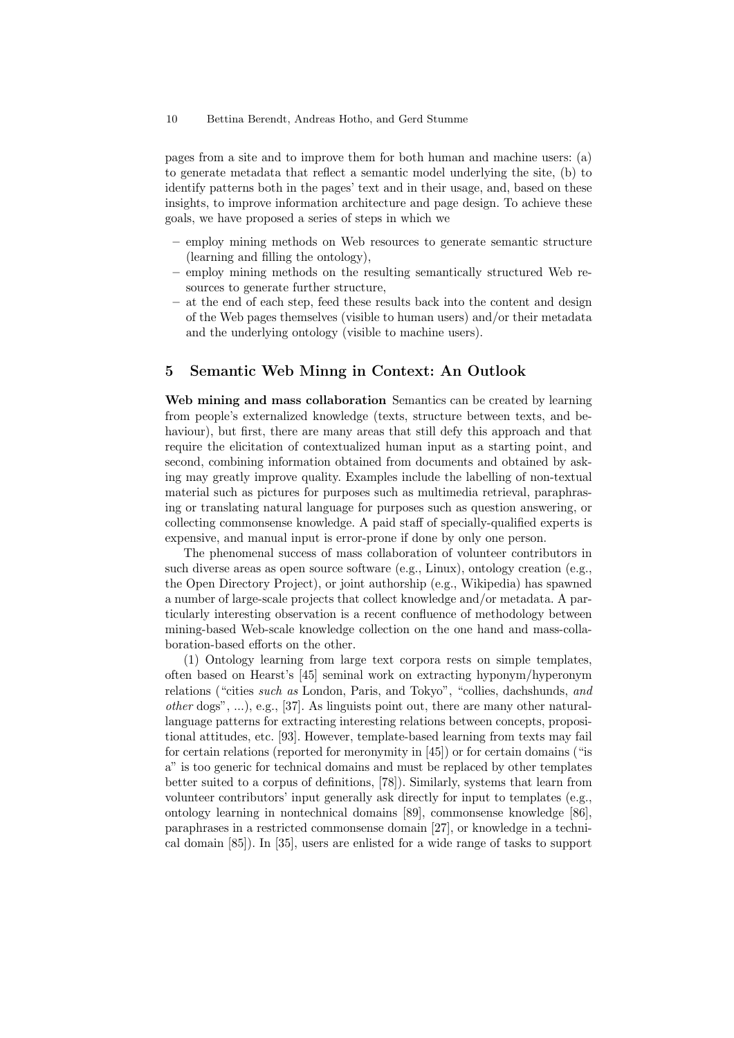pages from a site and to improve them for both human and machine users: (a) to generate metadata that reflect a semantic model underlying the site, (b) to identify patterns both in the pages' text and in their usage, and, based on these insights, to improve information architecture and page design. To achieve these goals, we have proposed a series of steps in which we

- employ mining methods on Web resources to generate semantic structure (learning and filling the ontology),
- employ mining methods on the resulting semantically structured Web resources to generate further structure,
- at the end of each step, feed these results back into the content and design of the Web pages themselves (visible to human users) and/or their metadata and the underlying ontology (visible to machine users).

## 5 Semantic Web Minng in Context: An Outlook

**Web mining and mass collaboration** Semantics can be created by learning from people's externalized knowledge (texts, structure between texts, and behaviour), but first, there are many areas that still defy this approach and that require the elicitation of contextualized human input as a starting point, and second, combining information obtained from documents and obtained by asking may greatly improve quality. Examples include the labelling of non-textual material such as pictures for purposes such as multimedia retrieval, paraphrasing or translating natural language for purposes such as question answering, or collecting commonsense knowledge. A paid staff of specially-qualified experts is expensive, and manual input is error-prone if done by only one person.

The phenomenal success of mass collaboration of volunteer contributors in such diverse areas as open source software (e.g., Linux), ontology creation (e.g., the Open Directory Project), or joint authorship (e.g., Wikipedia) has spawned a number of large-scale projects that collect knowledge and/or metadata. A particularly interesting observation is a recent confluence of methodology between mining-based Web-scale knowledge collection on the one hand and mass-collaboration-based efforts on the other.

(1) Ontology learning from large text corpora rests on simple templates, often based on Hearst's [45] seminal work on extracting hyponym/hyperonym relations ("cities *such as* London, Paris, and Tokyo", "collies, dachshunds, *and other* dogs", ...), e.g., [37]. As linguists point out, there are many other natural-language patterns for extracting interesting relations between concepts, propositional attitudes, etc. [93]. However, template-based learning from texts may fail for certain relations (reported for meronymity in [45]) or for certain domains ("is a" is too generic for technical domains and must be replaced by other templates better suited to a corpus of definitions, [78]). Similarly, systems that learn from volunteer contributors' input generally ask directly for input to templates (e.g., ontology learning in nontechnical domains [89], commonsense knowledge [86], paraphrases in a restricted commonsense domain [27], or knowledge in a technical domain [85]). In [35], users are enlisted for a wide range of tasks to support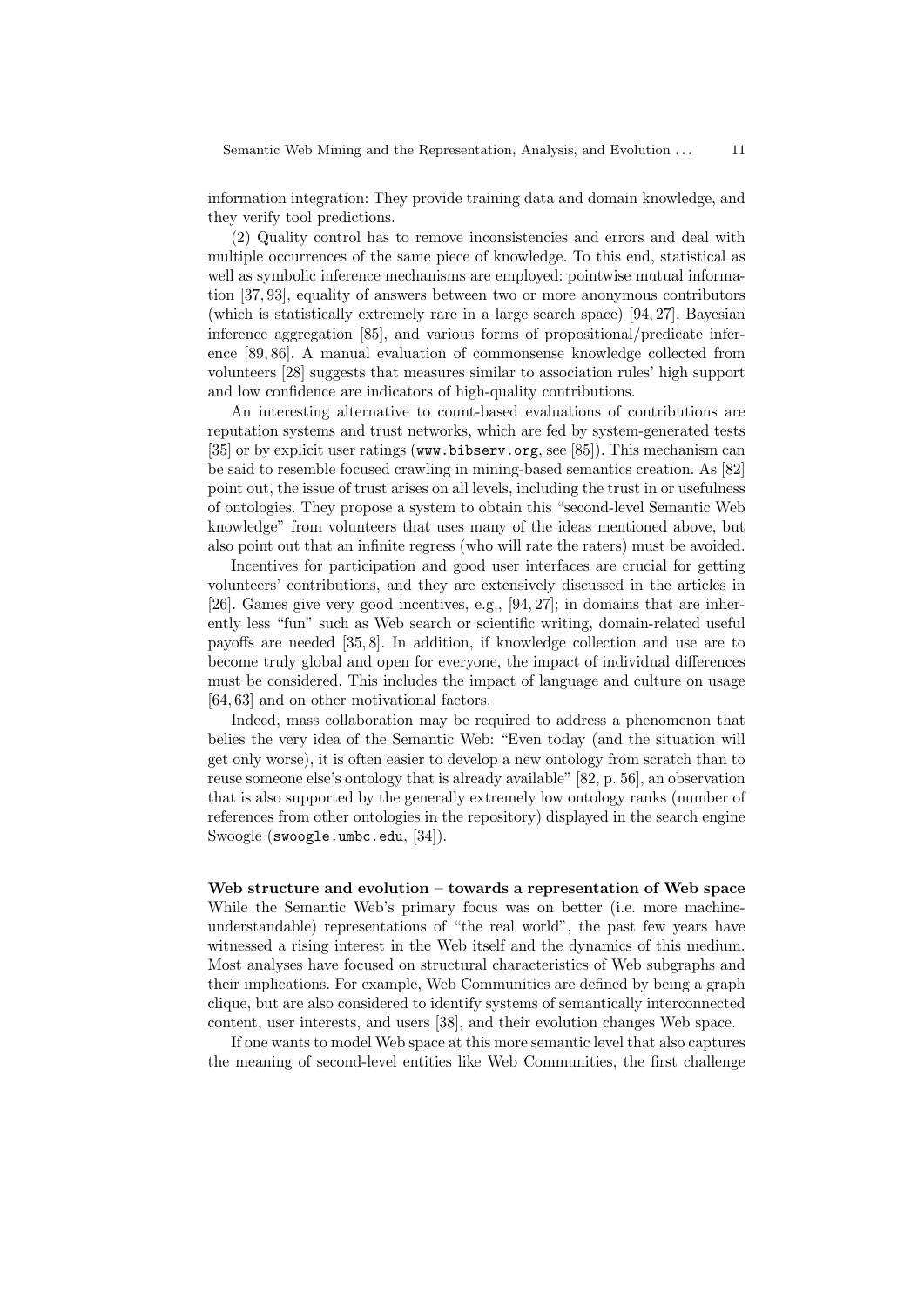information integration: They provide training data and domain knowledge, and they verify tool predictions.

(2) Quality control has to remove inconsistencies and errors and deal with multiple occurrences of the same piece of knowledge. To this end, statistical as well as symbolic inference mechanisms are employed: pointwise mutual information [37, 93], equality of answers between two or more anonymous contributors (which is statistically extremely rare in a large search space) [94, 27], Bayesian inference aggregation [85], and various forms of propositional/predicate inference [89, 86]. A manual evaluation of commonsense knowledge collected from volunteers [28] suggests that measures similar to association rules' high support and low confidence are indicators of high-quality contributions.

An interesting alternative to count-based evaluations of contributions are reputation systems and trust networks, which are fed by system-generated tests [35] or by explicit user ratings (`www.bibserv.org`, see [85]). This mechanism can be said to resemble focused crawling in mining-based semantics creation. As [82] point out, the issue of trust arises on all levels, including the trust in or usefulness of ontologies. They propose a system to obtain this "second-level Semantic Web knowledge" from volunteers that uses many of the ideas mentioned above, but also point out that an infinite regress (who will rate the raters) must be avoided.

Incentives for participation and good user interfaces are crucial for getting volunteers' contributions, and they are extensively discussed in the articles in [26]. Games give very good incentives, e.g., [94, 27]; in domains that are inherently less "fun" such as Web search or scientific writing, domain-related useful payoffs are needed [35, 8]. In addition, if knowledge collection and use are to become truly global and open for everyone, the impact of individual differences must be considered. This includes the impact of language and culture on usage [64, 63] and on other motivational factors.

Indeed, mass collaboration may be required to address a phenomenon that belies the very idea of the Semantic Web: "Even today (and the situation will get only worse), it is often easier to develop a new ontology from scratch than to reuse someone else's ontology that is already available" [82, p. 56], an observation that is also supported by the generally extremely low ontology ranks (number of references from other ontologies in the repository) displayed in the search engine Swoogle (`swoogle.umbc.edu`, [34]).

**Web structure and evolution – towards a representation of Web space** While the Semantic Web's primary focus was on better (i.e. more machine-understandable) representations of "the real world", the past few years have witnessed a rising interest in the Web itself and the dynamics of this medium. Most analyses have focused on structural characteristics of Web subgraphs and their implications. For example, Web Communities are defined by being a graph clique, but are also considered to identify systems of semantically interconnected content, user interests, and users [38], and their evolution changes Web space.

If one wants to model Web space at this more semantic level that also captures the meaning of second-level entities like Web Communities, the first challenge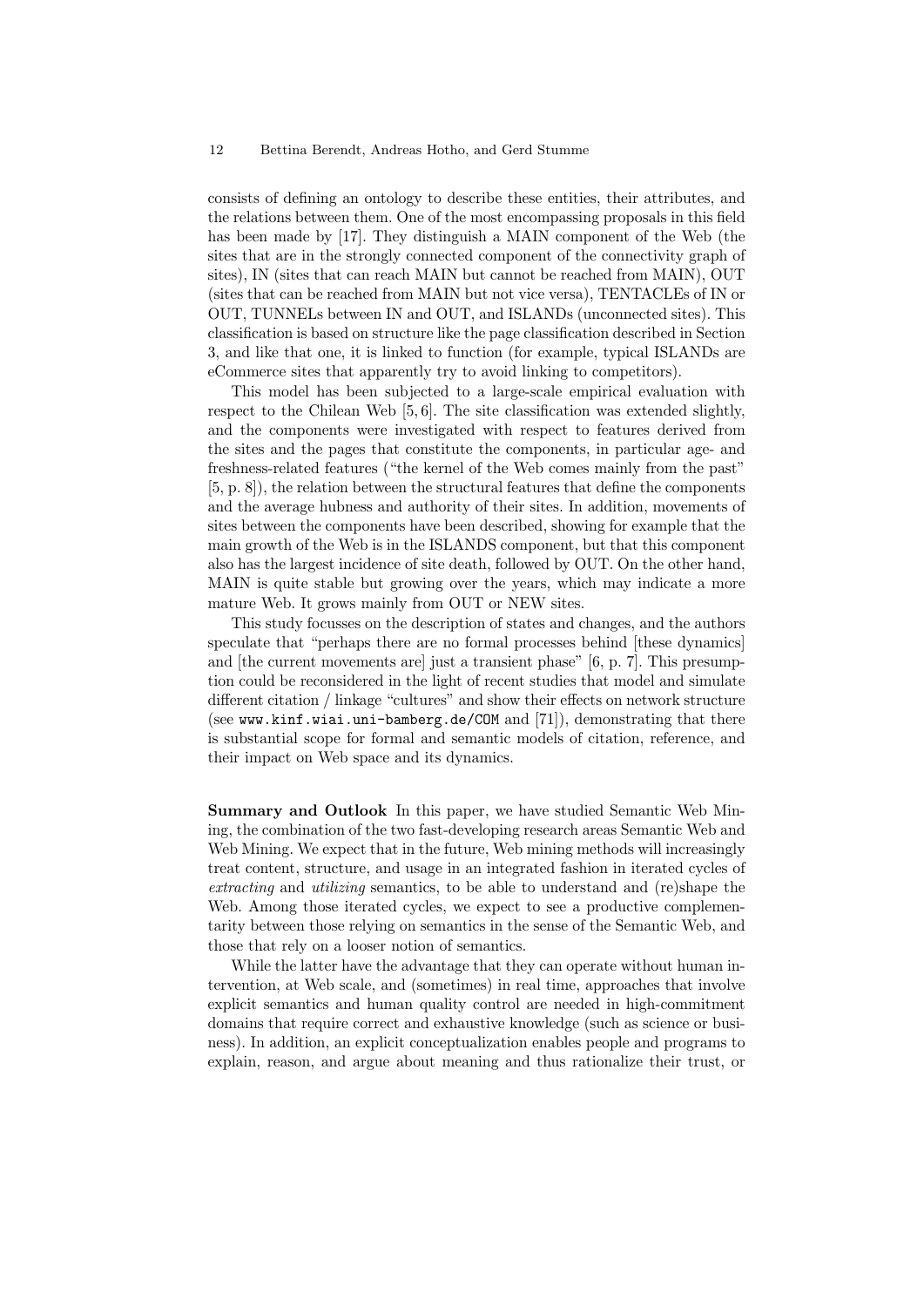consists of defining an ontology to describe these entities, their attributes, and the relations between them. One of the most encompassing proposals in this field has been made by [17]. They distinguish a MAIN component of the Web (the sites that are in the strongly connected component of the connectivity graph of sites), IN (sites that can reach MAIN but cannot be reached from MAIN), OUT (sites that can be reached from MAIN but not vice versa), TENTACLEs of IN or OUT, TUNNELs between IN and OUT, and ISLANDs (unconnected sites). This classification is based on structure like the page classification described in Section 3, and like that one, it is linked to function (for example, typical ISLANDs are eCommerce sites that apparently try to avoid linking to competitors).

This model has been subjected to a large-scale empirical evaluation with respect to the Chilean Web [5, 6]. The site classification was extended slightly, and the components were investigated with respect to features derived from the sites and the pages that constitute the components, in particular age- and freshness-related features ("the kernel of the Web comes mainly from the past" [5, p. 8]), the relation between the structural features that define the components and the average hubness and authority of their sites. In addition, movements of sites between the components have been described, showing for example that the main growth of the Web is in the ISLANDS component, but that this component also has the largest incidence of site death, followed by OUT. On the other hand, MAIN is quite stable but growing over the years, which may indicate a more mature Web. It grows mainly from OUT or NEW sites.

This study focusses on the description of states and changes, and the authors speculate that "perhaps there are no formal processes behind [these dynamics] and [the current movements are] just a transient phase" [6, p. 7]. This presumption could be reconsidered in the light of recent studies that model and simulate different citation / linkage "cultures" and show their effects on network structure (see `www.kinf.wiai.uni-bamberg.de/COM` and [71]), demonstrating that there is substantial scope for formal and semantic models of citation, reference, and their impact on Web space and its dynamics.

**Summary and Outlook** In this paper, we have studied Semantic Web Mining, the combination of the two fast-developing research areas Semantic Web and Web Mining. We expect that in the future, Web mining methods will increasingly treat content, structure, and usage in an integrated fashion in iterated cycles of *extracting* and *utilizing* semantics, to be able to understand and (re)shape the Web. Among those iterated cycles, we expect to see a productive complementarity between those relying on semantics in the sense of the Semantic Web, and those that rely on a looser notion of semantics.

While the latter have the advantage that they can operate without human intervention, at Web scale, and (sometimes) in real time, approaches that involve explicit semantics and human quality control are needed in high-commitment domains that require correct and exhaustive knowledge (such as science or business). In addition, an explicit conceptualization enables people and programs to explain, reason, and argue about meaning and thus rationalize their trust, or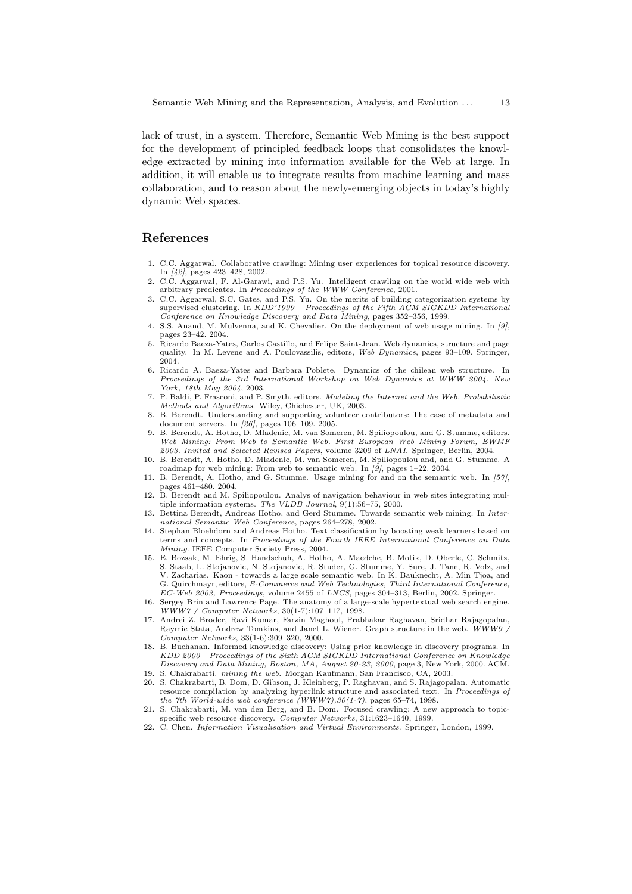lack of trust, in a system. Therefore, Semantic Web Mining is the best support for the development of principled feedback loops that consolidates the knowledge extracted by mining into information available for the Web at large. In addition, it will enable us to integrate results from machine learning and mass collaboration, and to reason about the newly-emerging objects in today's highly dynamic Web spaces.

## References

1. C.C. Aggarwal. Collaborative crawling: Mining user experiences for topical resource discovery. In *[42]*, pages 423–428, 2002.
2. C.C. Aggarwal, F. Al-Garawi, and P.S. Yu. Intelligent crawling on the world wide web with arbitrary predicates. In *Proceedings of the WWW Conference*, 2001.
3. C.C. Aggarwal, S.C. Gates, and P.S. Yu. On the merits of building categorization systems by supervised clustering. In *KDD'1999 – Proceedings of the Fifth ACM SIGKDD International Conference on Knowledge Discovery and Data Mining*, pages 352–356, 1999.
4. S.S. Anand, M. Mulvenna, and K. Chevalier. On the deployment of web usage mining. In *[9]*, pages 23–42. 2004.
5. Ricardo Baeza-Yates, Carlos Castillo, and Felipe Saint-Jean. Web dynamics, structure and page quality. In M. Levene and A. Poulovassilis, editors, *Web Dynamics*, pages 93–109. Springer, 2004.
6. Ricardo A. Baeza-Yates and Barbara Poblete. Dynamics of the chilean web structure. In *Proceedings of the 3rd International Workshop on Web Dynamics at WWW 2004. New York, 18th May 2004*, 2003.
7. P. Baldi, P. Frasconi, and P. Smyth, editors. *Modeling the Internet and the Web. Probabilistic Methods and Algorithms*. Wiley, Chichester, UK, 2003.
8. B. Berendt. Understanding and supporting volunteer contributors: The case of metadata and document servers. In *[26]*, pages 106–109. 2005.
9. B. Berendt, A. Hotho, D. Mladenic, M. van Someren, M. Spiliopoulou, and G. Stumme, editors. *Web Mining: From Web to Semantic Web. First European Web Mining Forum, EWMF 2003. Invited and Selected Revised Papers*, volume 3209 of *LNAI*. Springer, Berlin, 2004.
10. B. Berendt, A. Hotho, D. Mladenic, M. van Someren, M. Spiliopoulou and, and G. Stumme. A roadmap for web mining: From web to semantic web. In *[9]*, pages 1–22. 2004.
11. B. Berendt, A. Hotho, and G. Stumme. Usage mining for and on the semantic web. In *[57]*, pages 461–480. 2004.
12. B. Berendt and M. Spiliopoulou. Analys of navigation behaviour in web sites integrating multiple information systems. *The VLDB Journal*, 9(1):56–75, 2000.
13. Bettina Berendt, Andreas Hotho, and Gerd Stumme. Towards semantic web mining. In *International Semantic Web Conference*, pages 264–278, 2002.
14. Stephan Bloehdorn and Andreas Hotho. Text classification by boosting weak learners based on terms and concepts. In *Proceedings of the Fourth IEEE International Conference on Data Mining*. IEEE Computer Society Press, 2004.
15. E. Bozsak, M. Ehrig, S. Handschuh, A. Hotho, A. Maedche, B. Motik, D. Oberle, C. Schmitz, S. Staab, L. Stojanovic, N. Stojanovic, R. Studer, G. Stumme, Y. Sure, J. Tane, R. Volz, and V. Zacharias. Kaon - towards a large scale semantic web. In K. Bauknecht, A. Min Tjoa, and G. Quirchmayr, editors, *E-Commerce and Web Technologies, Third International Conference, EC-Web 2002, Proceedings*, volume 2455 of *LNCS*, pages 304–313, Berlin, 2002. Springer.
16. Sergey Brin and Lawrence Page. The anatomy of a large-scale hypertextual web search engine. *WWW7 / Computer Networks*, 30(1-7):107–117, 1998.
17. Andrei Z. Broder, Ravi Kumar, Farzin Maghoul, Prabhakar Raghavan, Sridhar Rajagopalan, Raymie Stata, Andrew Tomkins, and Janet L. Wiener. Graph structure in the web. *WWW9 / Computer Networks*, 33(1-6):309–320, 2000.
18. B. Buchanan. Informed knowledge discovery: Using prior knowledge in discovery programs. In *KDD 2000 – Proceedings of the Sixth ACM SIGKDD International Conference on Knowledge Discovery and Data Mining, Boston, MA, August 20-23, 2000*, page 3, New York, 2000. ACM.
19. S. Chakrabarti. *mining the web*. Morgan Kaufmann, San Francisco, CA, 2003.
20. S. Chakrabarti, B. Dom, D. Gibson, J. Kleinberg, P. Raghavan, and S. Rajagopalan. Automatic resource compilation by analyzing hyperlink structure and associated text. In *Proceedings of the 7th World-wide web conference (WWW7),30(1-7)*, pages 65–74, 1998.
21. S. Chakrabarti, M. van den Berg, and B. Dom. Focused crawling: A new approach to topic-specific web resource discovery. *Computer Networks*, 31:1623–1640, 1999.
22. C. Chen. *Information Visualisation and Virtual Environments*. Springer, London, 1999.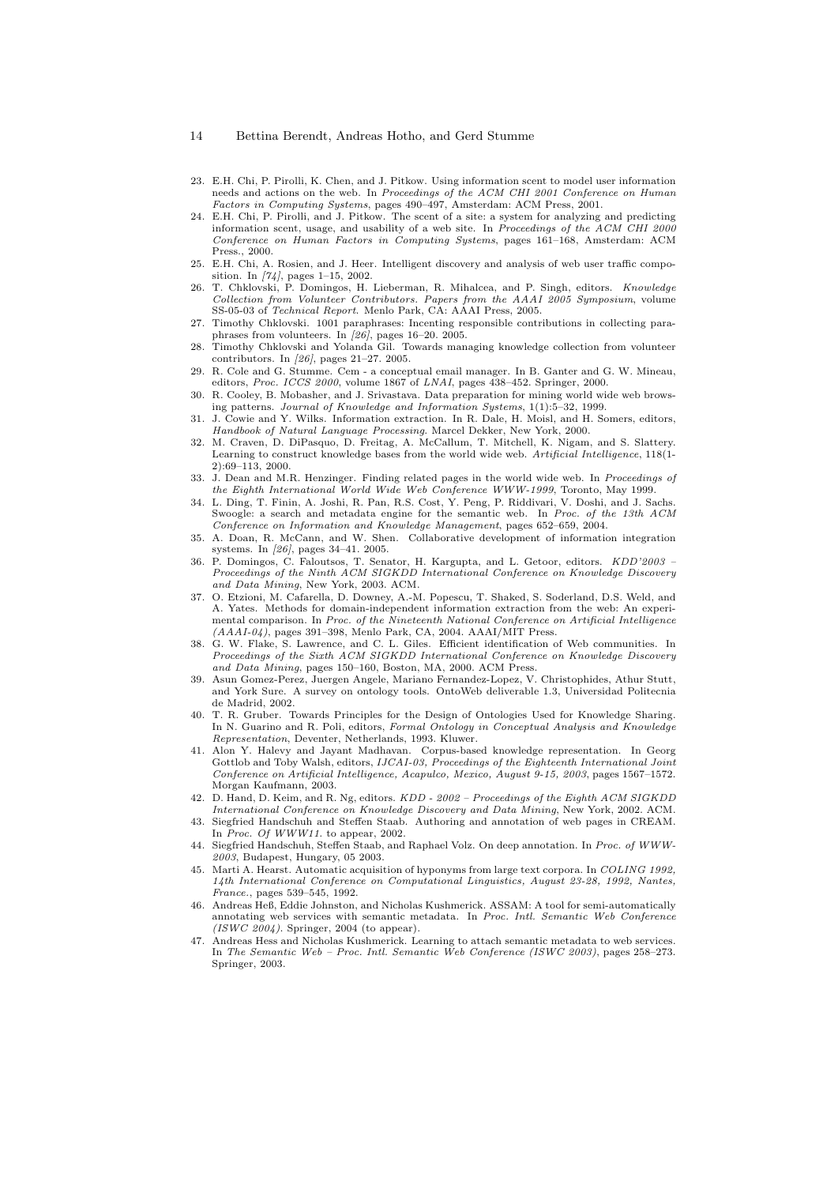23. E.H. Chi, P. Pirolli, K. Chen, and J. Pitkow. Using information scent to model user information needs and actions on the web. In *Proceedings of the ACM CHI 2001 Conference on Human Factors in Computing Systems*, pages 490–497, Amsterdam: ACM Press, 2001.
24. E.H. Chi, P. Pirolli, and J. Pitkow. The scent of a site: a system for analyzing and predicting information scent, usage, and usability of a web site. In *Proceedings of the ACM CHI 2000 Conference on Human Factors in Computing Systems*, pages 161–168, Amsterdam: ACM Press., 2000.
25. E.H. Chi, A. Rosien, and J. Heer. Intelligent discovery and analysis of web user traffic composition. In *[74]*, pages 1–15, 2002.
26. T. Chklovski, P. Domingos, H. Lieberman, R. Mihalcea, and P. Singh, editors. *Knowledge Collection from Volunteer Contributors. Papers from the AAAI 2005 Symposium*, volume SS-05-03 of *Technical Report*. Menlo Park, CA: AAAI Press, 2005.
27. Timothy Chklovski. 1001 paraphrases: Incenting responsible contributions in collecting paraphrases from volunteers. In *[26]*, pages 16–20. 2005.
28. Timothy Chklovski and Yolanda Gil. Towards managing knowledge collection from volunteer contributors. In *[26]*, pages 21–27. 2005.
29. R. Cole and G. Stumme. Cem - a conceptual email manager. In B. Ganter and G. W. Mineau, editors, *Proc. ICCS 2000*, volume 1867 of *LNAI*, pages 438–452. Springer, 2000.
30. R. Cooley, B. Mobasher, and J. Srivastava. Data preparation for mining world wide web browsing patterns. *Journal of Knowledge and Information Systems*, 1(1):5–32, 1999.
31. J. Cowie and Y. Wilks. Information extraction. In R. Dale, H. Moisl, and H. Somers, editors, *Handbook of Natural Language Processing*. Marcel Dekker, New York, 2000.
32. M. Craven, D. DiPasquo, D. Freitag, A. McCallum, T. Mitchell, K. Nigam, and S. Slattery. Learning to construct knowledge bases from the world wide web. *Artificial Intelligence*, 118(1-2):69–113, 2000.
33. J. Dean and M.R. Henzinger. Finding related pages in the world wide web. In *Proceedings of the Eighth International World Wide Web Conference WWW-1999*, Toronto, May 1999.
34. L. Ding, T. Finin, A. Joshi, R. Pan, R.S. Cost, Y. Peng, P. Riddivari, V. Doshi, and J. Sachs. Swoogle: a search and metadata engine for the semantic web. In *Proc. of the 13th ACM Conference on Information and Knowledge Management*, pages 652–659, 2004.
35. A. Doan, R. McCann, and W. Shen. Collaborative development of information integration systems. In *[26]*, pages 34–41. 2005.
36. P. Domingos, C. Faloutsos, T. Senator, H. Kargupta, and L. Getoor, editors. *KDD'2003 – Proceedings of the Ninth ACM SIGKDD International Conference on Knowledge Discovery and Data Mining*, New York, 2003. ACM.
37. O. Etzioni, M. Cafarella, D. Downey, A.-M. Popescu, T. Shaked, S. Soderland, D.S. Weld, and A. Yates. Methods for domain-independent information extraction from the web: An experimental comparison. In *Proc. of the Nineteenth National Conference on Artificial Intelligence (AAAI-04)*, pages 391–398, Menlo Park, CA, 2004. AAAI/MIT Press.
38. G. W. Flake, S. Lawrence, and C. L. Giles. Efficient identification of Web communities. In *Proceedings of the Sixth ACM SIGKDD International Conference on Knowledge Discovery and Data Mining*, pages 150–160, Boston, MA, 2000. ACM Press.
39. Asun Gomez-Perez, Juergen Angele, Mariano Fernandez-Lopez, V. Christophides, Athur Stutt, and York Sure. A survey on ontology tools. OntoWeb deliverable 1.3, Universidad Politecnia de Madrid, 2002.
40. T. R. Gruber. Towards Principles for the Design of Ontologies Used for Knowledge Sharing. In N. Guarino and R. Poli, editors, *Formal Ontology in Conceptual Analysis and Knowledge Representation*, Deventer, Netherlands, 1993. Kluwer.
41. Alon Y. Halevy and Jayant Madhavan. Corpus-based knowledge representation. In Georg Gottlob and Toby Walsh, editors, *IJCAI-03, Proceedings of the Eighteenth International Joint Conference on Artificial Intelligence, Acapulco, Mexico, August 9-15, 2003*, pages 1567–1572. Morgan Kaufmann, 2003.
42. D. Hand, D. Keim, and R. Ng, editors. *KDD - 2002 – Proceedings of the Eighth ACM SIGKDD International Conference on Knowledge Discovery and Data Mining*, New York, 2002. ACM.
43. Siegfried Handschuh and Steffen Staab. Authoring and annotation of web pages in CREAM. In *Proc. Of WWW11*. to appear, 2002.
44. Siegfried Handschuh, Steffen Staab, and Raphael Volz. On deep annotation. In *Proc. of WWW-2003*, Budapest, Hungary, 05 2003.
45. Marti A. Hearst. Automatic acquisition of hyponyms from large text corpora. In *COLING 1992, 14th International Conference on Computational Linguistics, August 23-28, 1992, Nantes, France.*, pages 539–545, 1992.
46. Andreas Heß, Eddie Johnston, and Nicholas Kushmerick. ASSAM: A tool for semi-automatically annotating web services with semantic metadata. In *Proc. Intl. Semantic Web Conference (ISWC 2004)*. Springer, 2004 (to appear).
47. Andreas Hess and Nicholas Kushmerick. Learning to attach semantic metadata to web services. In *The Semantic Web – Proc. Intl. Semantic Web Conference (ISWC 2003)*, pages 258–273. Springer, 2003.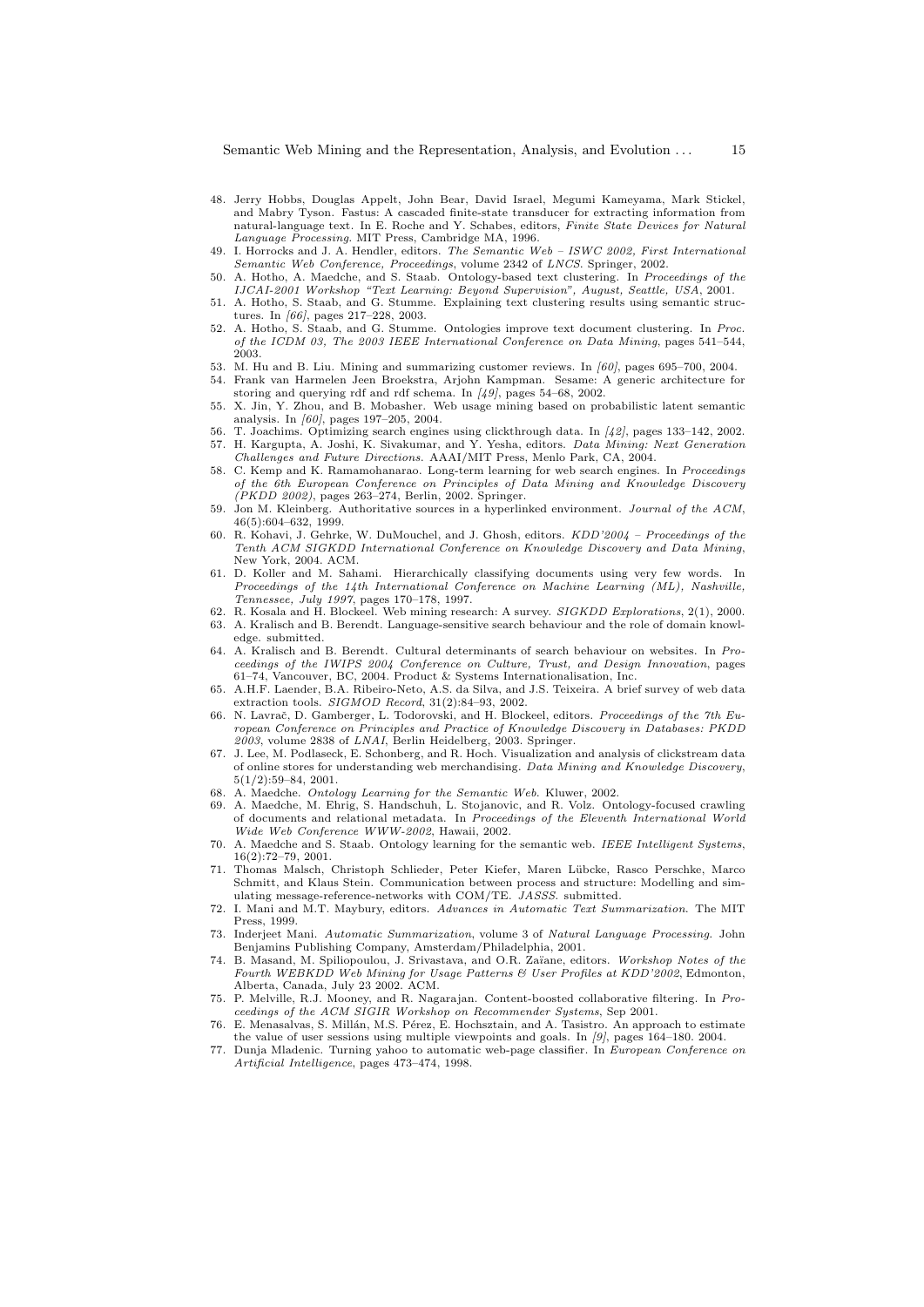48. Jerry Hobbs, Douglas Appelt, John Bear, David Israel, Megumi Kameyama, Mark Stickel, and Mabry Tyson. Fastus: A cascaded finite-state transducer for extracting information from natural-language text. In E. Roche and Y. Schabes, editors, *Finite State Devices for Natural Language Processing*. MIT Press, Cambridge MA, 1996.
49. I. Horrocks and J. A. Hendler, editors. *The Semantic Web – ISWC 2002, First International Semantic Web Conference, Proceedings*, volume 2342 of *LNCS*. Springer, 2002.
50. A. Hotho, A. Maedche, and S. Staab. Ontology-based text clustering. In *Proceedings of the IJCAI-2001 Workshop "Text Learning: Beyond Supervision", August, Seattle, USA*, 2001.
51. A. Hotho, S. Staab, and G. Stumme. Explaining text clustering results using semantic structures. In *[66]*, pages 217–228, 2003.
52. A. Hotho, S. Staab, and G. Stumme. Ontologies improve text document clustering. In *Proc. of the ICDM 03, The 2003 IEEE International Conference on Data Mining*, pages 541–544, 2003.
53. M. Hu and B. Liu. Mining and summarizing customer reviews. In *[60]*, pages 695–700, 2004.
54. Frank van Harmelen Jeen Broekstra, Arjohn Kampman. Sesame: A generic architecture for storing and querying rdf and rdf schema. In *[49]*, pages 54–68, 2002.
55. X. Jin, Y. Zhou, and B. Mobasher. Web usage mining based on probabilistic latent semantic analysis. In *[60]*, pages 197–205, 2004.
56. T. Joachims. Optimizing search engines using clickthrough data. In *[42]*, pages 133–142, 2002.
57. H. Kargupta, A. Joshi, K. Sivakumar, and Y. Yesha, editors. *Data Mining: Next Generation Challenges and Future Directions*. AAAI/MIT Press, Menlo Park, CA, 2004.
58. C. Kemp and K. Ramamohanarao. Long-term learning for web search engines. In *Proceedings of the 6th European Conference on Principles of Data Mining and Knowledge Discovery (PKDD 2002)*, pages 263–274, Berlin, 2002. Springer.
59. Jon M. Kleinberg. Authoritative sources in a hyperlinked environment. *Journal of the ACM*, 46(5):604–632, 1999.
60. R. Kohavi, J. Gehrke, W. DuMouchel, and J. Ghosh, editors. *KDD'2004 – Proceedings of the Tenth ACM SIGKDD International Conference on Knowledge Discovery and Data Mining*, New York, 2004. ACM.
61. D. Koller and M. Sahami. Hierarchically classifying documents using very few words. In *Proceedings of the 14th International Conference on Machine Learning (ML), Nashville, Tennessee, July 1997*, pages 170–178, 1997.
62. R. Kosala and H. Blockeel. Web mining research: A survey. *SIGKDD Explorations*, 2(1), 2000.
63. A. Kralisch and B. Berendt. Language-sensitive search behaviour and the role of domain knowledge. submitted.
64. A. Kralisch and B. Berendt. Cultural determinants of search behaviour on websites. In *Proceedings of the IWIPS 2004 Conference on Culture, Trust, and Design Innovation*, pages 61–74, Vancouver, BC, 2004. Product & Systems Internationalisation, Inc.
65. A.H.F. Laender, B.A. Ribeiro-Neto, A.S. da Silva, and J.S. Teixeira. A brief survey of web data extraction tools. *SIGMOD Record*, 31(2):84–93, 2002.
66. N. Lavrač, D. Gamberger, L. Todorovski, and H. Blockeel, editors. *Proceedings of the 7th European Conference on Principles and Practice of Knowledge Discovery in Databases: PKDD 2003*, volume 2838 of *LNAI*, Berlin Heidelberg, 2003. Springer.
67. J. Lee, M. Podlaseck, E. Schonberg, and R. Hoch. Visualization and analysis of clickstream data of online stores for understanding web merchandising. *Data Mining and Knowledge Discovery*, 5(1/2):59–84, 2001.
68. A. Maedche. *Ontology Learning for the Semantic Web*. Kluwer, 2002.
69. A. Maedche, M. Ehrig, S. Handschuh, L. Stojanovic, and R. Volz. Ontology-focused crawling of documents and relational metadata. In *Proceedings of the Eleventh International World Wide Web Conference WWW-2002*, Hawaii, 2002.
70. A. Maedche and S. Staab. Ontology learning for the semantic web. *IEEE Intelligent Systems*, 16(2):72–79, 2001.
71. Thomas Malsch, Christoph Schlieder, Peter Kiefer, Maren Lübcke, Rasco Perschke, Marco Schmitt, and Klaus Stein. Communication between process and structure: Modelling and simulating message-reference-networks with COM/TE. *JASSS*. submitted.
72. I. Mani and M.T. Maybury, editors. *Advances in Automatic Text Summarization*. The MIT Press, 1999.
73. Inderjeet Mani. *Automatic Summarization*, volume 3 of *Natural Language Processing*. John Benjamins Publishing Company, Amsterdam/Philadelphia, 2001.
74. B. Masand, M. Spiliopoulou, J. Srivastava, and O.R. Zaïane, editors. *Workshop Notes of the Fourth WEBKDD Web Mining for Usage Patterns & User Profiles at KDD'2002*, Edmonton, Alberta, Canada, July 23 2002. ACM.
75. P. Melville, R.J. Mooney, and R. Nagarajan. Content-boosted collaborative filtering. In *Proceedings of the ACM SIGIR Workshop on Recommender Systems*, Sep 2001.
76. E. Menasalvas, S. Millán, M.S. Pérez, E. Hochsztain, and A. Tasistro. An approach to estimate the value of user sessions using multiple viewpoints and goals. In *[9]*, pages 164–180. 2004.
77. Dunja Mladenic. Turning yahoo to automatic web-page classifier. In *European Conference on Artificial Intelligence*, pages 473–474, 1998.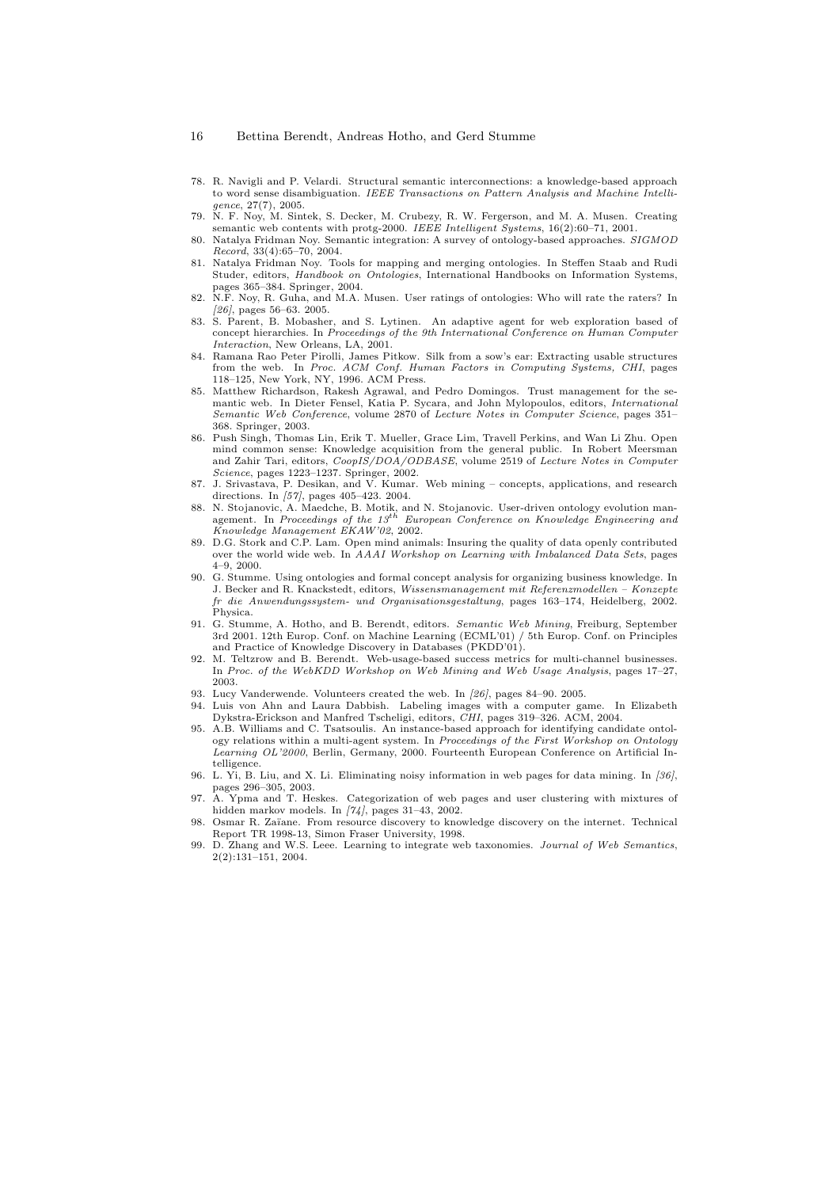78. R. Navigli and P. Velardi. Structural semantic interconnections: a knowledge-based approach to word sense disambiguation. *IEEE Transactions on Pattern Analysis and Machine Intelligence*, 27(7), 2005.
79. N. F. Noy, M. Sintek, S. Decker, M. Crubezy, R. W. Fergerson, and M. A. Musen. Creating semantic web contents with protg-2000. *IEEE Intelligent Systems*, 16(2):60–71, 2001.
80. Natalya Fridman Noy. Semantic integration: A survey of ontology-based approaches. *SIGMOD Record*, 33(4):65–70, 2004.
81. Natalya Fridman Noy. Tools for mapping and merging ontologies. In Steffen Staab and Rudi Studer, editors, *Handbook on Ontologies*, International Handbooks on Information Systems, pages 365–384. Springer, 2004.
82. N.F. Noy, R. Guha, and M.A. Musen. User ratings of ontologies: Who will rate the raters? In *[26]*, pages 56–63. 2005.
83. S. Parent, B. Mobasher, and S. Lytinen. An adaptive agent for web exploration based of concept hierarchies. In *Proceedings of the 9th International Conference on Human Computer Interaction*, New Orleans, LA, 2001.
84. Ramana Rao Peter Pirolli, James Pitkow. Silk from a sow's ear: Extracting usable structures from the web. In *Proc. ACM Conf. Human Factors in Computing Systems, CHI*, pages 118–125, New York, NY, 1996. ACM Press.
85. Matthew Richardson, Rakesh Agrawal, and Pedro Domingos. Trust management for the semantic web. In Dieter Fensel, Katia P. Sycara, and John Mylopoulos, editors, *International Semantic Web Conference*, volume 2870 of *Lecture Notes in Computer Science*, pages 351–368. Springer, 2003.
86. Push Singh, Thomas Lin, Erik T. Mueller, Grace Lim, Travell Perkins, and Wan Li Zhu. Open mind common sense: Knowledge acquisition from the general public. In Robert Meersman and Zahir Tari, editors, *CoopIS/DOA/ODBASE*, volume 2519 of *Lecture Notes in Computer Science*, pages 1223–1237. Springer, 2002.
87. J. Srivastava, P. Desikan, and V. Kumar. Web mining – concepts, applications, and research directions. In *[57]*, pages 405–423. 2004.
88. N. Stojanovic, A. Maedche, B. Motik, and N. Stojanovic. User-driven ontology evolution management. In *Proceedings of the $13^{th}$ European Conference on Knowledge Engineering and Knowledge Management EKAW'02*, 2002.
89. D.G. Stork and C.P. Lam. Open mind animals: Insuring the quality of data openly contributed over the world wide web. In *AAAI Workshop on Learning with Imbalanced Data Sets*, pages 4–9, 2000.
90. G. Stumme. Using ontologies and formal concept analysis for organizing business knowledge. In J. Becker and R. Knackstedt, editors, *Wissensmanagement mit Referenzmodellen – Konzepte fr die Anwendungssystem- und Organisationsgestaltung*, pages 163–174, Heidelberg, 2002. Physica.
91. G. Stumme, A. Hotho, and B. Berendt, editors. *Semantic Web Mining*, Freiburg, September 3rd 2001. 12th Europ. Conf. on Machine Learning (ECML'01) / 5th Europ. Conf. on Principles and Practice of Knowledge Discovery in Databases (PKDD'01).
92. M. Teltzrow and B. Berendt. Web-usage-based success metrics for multi-channel businesses. In *Proc. of the WebKDD Workshop on Web Mining and Web Usage Analysis*, pages 17–27, 2003.
93. Lucy Vanderwende. Volunteers created the web. In *[26]*, pages 84–90. 2005.
94. Luis von Ahn and Laura Dabbish. Labeling images with a computer game. In Elizabeth Dykstra-Erickson and Manfred Tscheligi, editors, *CHI*, pages 319–326. ACM, 2004.
95. A.B. Williams and C. Tsatsoulis. An instance-based approach for identifying candidate ontology relations within a multi-agent system. In *Proceedings of the First Workshop on Ontology Learning OL'2000*, Berlin, Germany, 2000. Fourteenth European Conference on Artificial Intelligence.
96. L. Yi, B. Liu, and X. Li. Eliminating noisy information in web pages for data mining. In *[36]*, pages 296–305, 2003.
97. A. Ypma and T. Heskes. Categorization of web pages and user clustering with mixtures of hidden markov models. In *[74]*, pages 31–43, 2002.
98. Osmar R. Zaïane. From resource discovery to knowledge discovery on the internet. Technical Report TR 1998-13, Simon Fraser University, 1998.
99. D. Zhang and W.S. Leee. Learning to integrate web taxonomies. *Journal of Web Semantics*, 2(2):131–151, 2004.